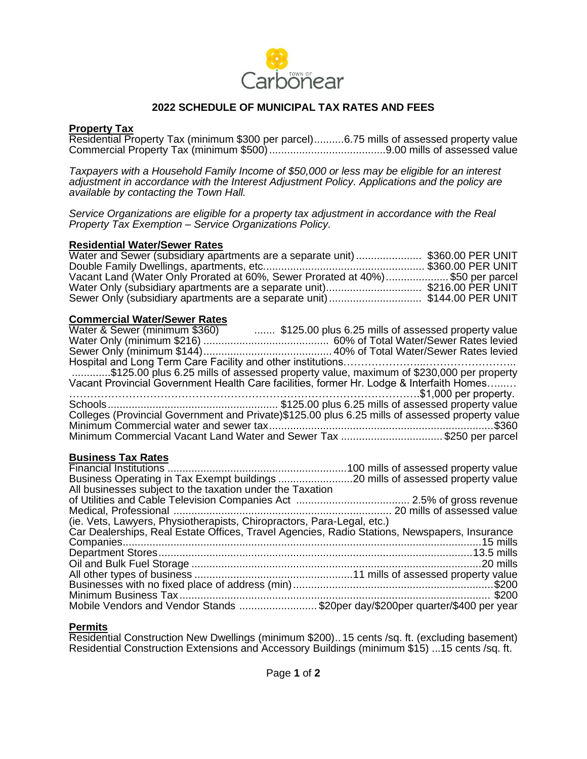# 2022 SCHEDULE OF MUNICIPAL TAX RATES AND FEES

## Property Tax

Residential Property Tax (minimum $300 per parcel)..........6.75 mills of assessed property value
Commercial Property Tax (minimum $500).......................................9.00 mills of assessed value

*Taxpayers with a Household Family Income of $50,000 or less may be eligible for an interest adjustment in accordance with the Interest Adjustment Policy. Applications and the policy are available by contacting the Town Hall.*

*Service Organizations are eligible for a property tax adjustment in accordance with the Real Property Tax Exemption – Service Organizations Policy.*

## Residential Water/Sewer Rates

Water and Sewer (subsidiary apartments are a separate unit)...................... $360.00 PER UNIT
Double Family Dwellings, apartments, etc...................................................... $360.00 PER UNIT
Vacant Land (Water Only Prorated at 60%, Sewer Prorated at 40%)....................$50 per parcel
Water Only (subsidiary apartments are a separate unit)................................ $216.00 PER UNIT
Sewer Only (subsidiary apartments are a separate unit)............................... $144.00 PER UNIT

## Commercial Water/Sewer Rates

Water & Sewer (minimum $360) ....... $125.00 plus 6.25 mills of assessed property value
Water Only (minimum $216) .......................................... 60% of Total Water/Sewer Rates levied
Sewer Only (minimum $144)........................................... 40% of Total Water/Sewer Rates levied
Hospital and Long Term Care Facility and other institutions……………….....……………………..
.............$125.00 plus 6.25 mills of assessed property value, maximum of $230,000 per property
Vacant Provincial Government Health Care facilities, former Hr. Lodge & Interfaith Homes….....
……………………………………………………………………………………….$1,000 per property.
Schools........................................................ $125.00 plus 6.25 mills of assessed property value
Colleges (Provincial Government and Private)$125.00 plus 6.25 mills of assessed property value
Minimum Commercial water and sewer tax...........................................................................$360
Minimum Commercial Vacant Land Water and Sewer Tax ..................................$250 per parcel

## Business Tax Rates

Financial Institutions ............................................................100 mills of assessed property value
Business Operating in Tax Exempt buildings ..........................20 mills of assessed property value
All businesses subject to the taxation under the Taxation
of Utilities and Cable Television Companies Act ...................................... 2.5% of gross revenue
Medical, Professional .......................................................................... 20 mills of assessed value
(ie. Vets, Lawyers, Physiotherapists, Chiropractors, Para-Legal, etc.)
Car Dealerships, Real Estate Offices, Travel Agencies, Radio Stations, Newspapers, Insurance
Companies.........................................................................................................................15 mills
Department Stores..........................................................................................................13.5 mills
Oil and Bulk Fuel Storage ..................................................................................................20 mills
All other types of business .....................................................11 mills of assessed property value
Businesses with no fixed place of address (min)...................................................................$200
Minimum Business Tax......................................................................................................... $200
Mobile Vendors and Vendor Stands .......................... $20per day/$200per quarter/$400 per year

## Permits

Residential Construction New Dwellings (minimum $200)..15 cents /sq. ft. (excluding basement)
Residential Construction Extensions and Accessory Buildings (minimum $15) ...15 cents /sq. ft.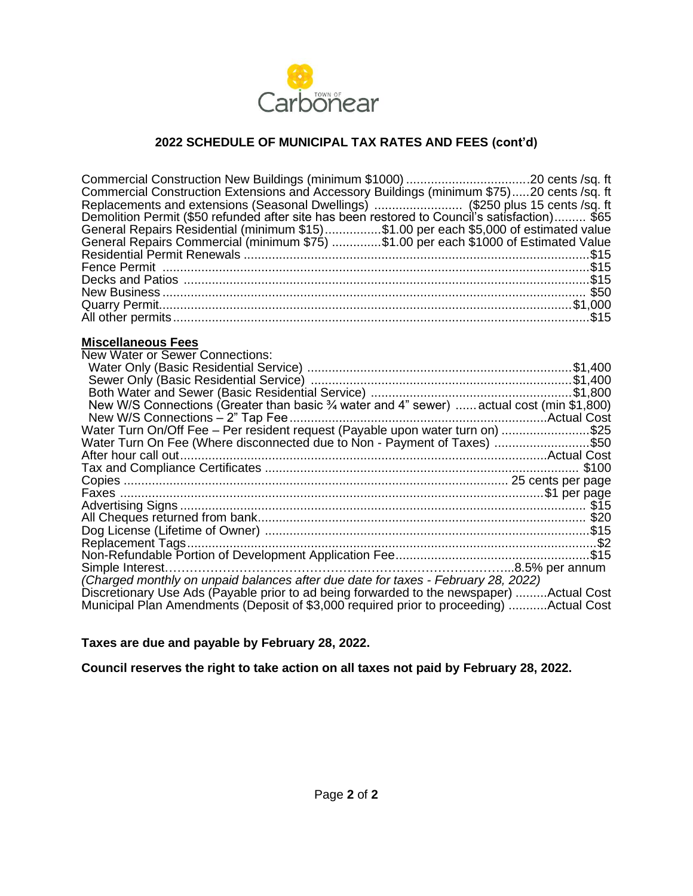Town of Carbonear

## 2022 SCHEDULE OF MUNICIPAL TAX RATES AND FEES (cont'd)

Commercial Construction New Buildings (minimum $1000) ....................................20 cents /sq. ft
Commercial Construction Extensions and Accessory Buildings (minimum $75).....20 cents /sq. ft
Replacements and extensions (Seasonal Dwellings) ......................... ($250 plus 15 cents /sq. ft
Demolition Permit ($50 refunded after site has been restored to Council's satisfaction)......... $65
General Repairs Residential (minimum $15)................$1.00 per each $5,000 of estimated value
General Repairs Commercial (minimum $75) ..............$1.00 per each $1000 of Estimated Value
Residential Permit Renewals ..................................................................................................$15
Fence Permit ..........................................................................................................................$15
Decks and Patios ....................................................................................................................$15
New Business ......................................................................................................................... $50
Quarry Permit......................................................................................................................$1,000
All other permits ......................................................................................................................$15

**Miscellaneous Fees**

New Water or Sewer Connections:
Water Only (Basic Residential Service) ..........................................................................$1,400
Sewer Only (Basic Residential Service) .........................................................................$1,400
Both Water and Sewer (Basic Residential Service) ........................................................$1,800
New W/S Connections (Greater than basic ¾ water and 4" sewer) ...... actual cost (min $1,800)
New W/S Connections – 2" Tap Fee ...................................................................... Actual Cost
Water Turn On/Off Fee – Per resident request (Payable upon water turn on) .........................$25
Water Turn On Fee (Where disconnected due to Non - Payment of Taxes) ...........................$50
After hour call out........................................................................................................Actual Cost
Tax and Compliance Certificates .......................................................................................... $100
Copies ............................................................................................................. 25 cents per page
Faxes .........................................................................................................................$1 per page
Advertising Signs ..................................................................................................................... $15
All Cheques returned from bank.............................................................................................. $20
Dog License (Lifetime of Owner) ............................................................................................$15
Replacement Tags......................................................................................................................$2
Non-Refundable Portion of Development Application Fee.......................................................$15
Simple Interest……………………………………………………………………………..8.5% per annum
*(Charged monthly on unpaid balances after due date for taxes - February 28, 2022)*
Discretionary Use Ads (Payable prior to ad being forwarded to the newspaper) .........Actual Cost
Municipal Plan Amendments (Deposit of $3,000 required prior to proceeding) ...........Actual Cost

**Taxes are due and payable by February 28, 2022.**

**Council reserves the right to take action on all taxes not paid by February 28, 2022.**